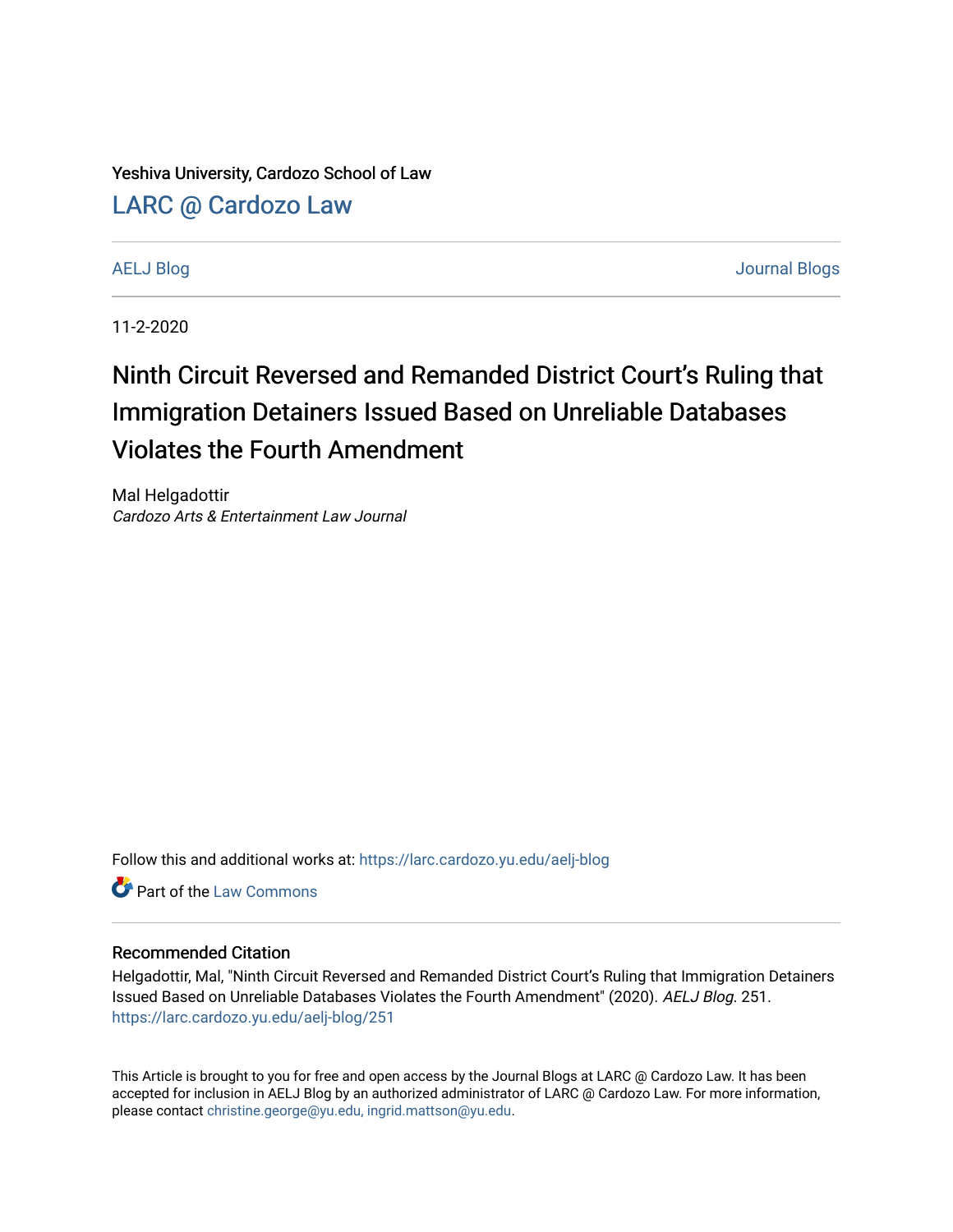Yeshiva University, Cardozo School of Law

## LARC @ Cardozo Law

AELJ Blog | Journal Blogs

11-2-2020

# Ninth Circuit Reversed and Remanded District Court's Ruling that Immigration Detainers Issued Based on Unreliable Databases Violates the Fourth Amendment

Mal Helgadottir
*Cardozo Arts & Entertainment Law Journal*

Follow this and additional works at: https://larc.cardozo.yu.edu/aelj-blog

Part of the Law Commons

### Recommended Citation

Helgadottir, Mal, "Ninth Circuit Reversed and Remanded District Court's Ruling that Immigration Detainers Issued Based on Unreliable Databases Violates the Fourth Amendment" (2020). *AELJ Blog*. 251. https://larc.cardozo.yu.edu/aelj-blog/251

This Article is brought to you for free and open access by the Journal Blogs at LARC @ Cardozo Law. It has been accepted for inclusion in AELJ Blog by an authorized administrator of LARC @ Cardozo Law. For more information, please contact christine.george@yu.edu, ingrid.mattson@yu.edu.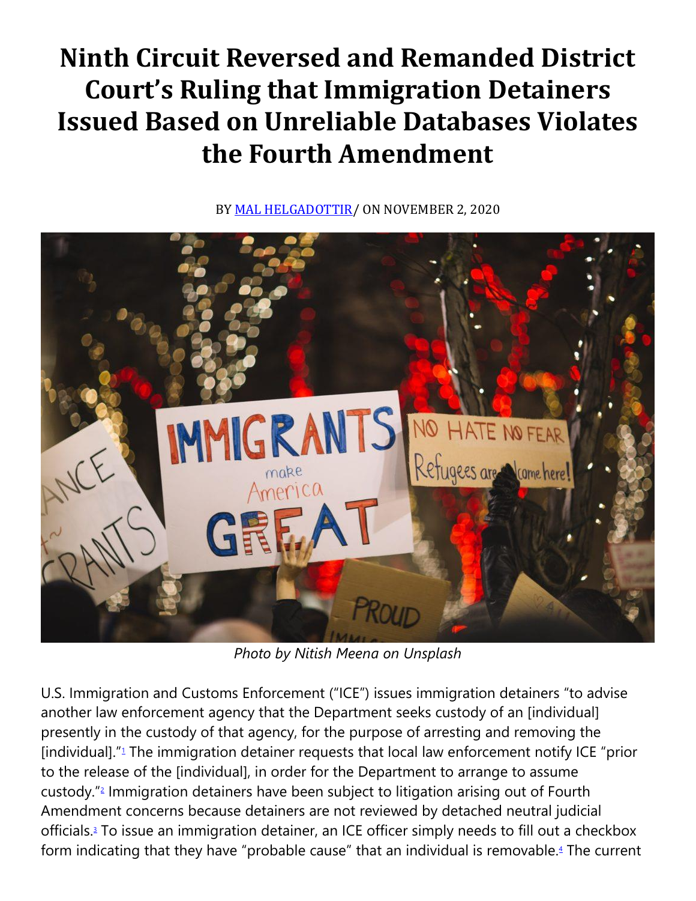# Ninth Circuit Reversed and Remanded District Court's Ruling that Immigration Detainers Issued Based on Unreliable Databases Violates the Fourth Amendment

BY MAL HELGADOTTIR/ ON NOVEMBER 2, 2020

*Photo by Nitish Meena on Unsplash*

U.S. Immigration and Customs Enforcement ("ICE") issues immigration detainers "to advise another law enforcement agency that the Department seeks custody of an [individual] presently in the custody of that agency, for the purpose of arresting and removing the [individual]."[1] The immigration detainer requests that local law enforcement notify ICE "prior to the release of the [individual], in order for the Department to arrange to assume custody."[2] Immigration detainers have been subject to litigation arising out of Fourth Amendment concerns because detainers are not reviewed by detached neutral judicial officials.[3] To issue an immigration detainer, an ICE officer simply needs to fill out a checkbox form indicating that they have "probable cause" that an individual is removable.[4] The current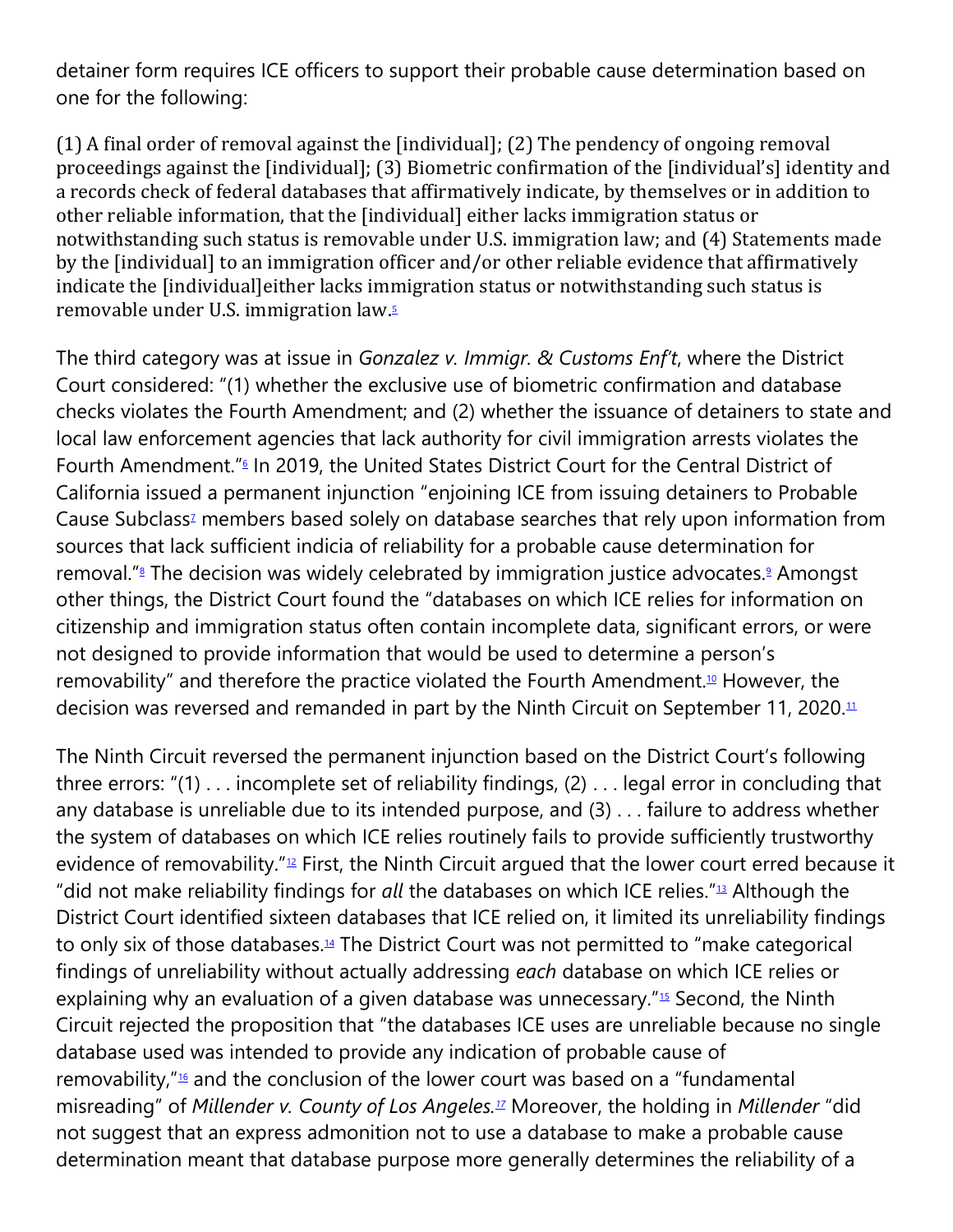detainer form requires ICE officers to support their probable cause determination based on one for the following:

> (1) A final order of removal against the [individual]; (2) The pendency of ongoing removal proceedings against the [individual]; (3) Biometric confirmation of the [individual's] identity and a records check of federal databases that affirmatively indicate, by themselves or in addition to other reliable information, that the [individual] either lacks immigration status or notwithstanding such status is removable under U.S. immigration law; and (4) Statements made by the [individual] to an immigration officer and/or other reliable evidence that affirmatively indicate the [individual]either lacks immigration status or notwithstanding such status is removable under U.S. immigration law.[5]

The third category was at issue in *Gonzalez v. Immigr. & Customs Enf't*, where the District Court considered: "(1) whether the exclusive use of biometric confirmation and database checks violates the Fourth Amendment; and (2) whether the issuance of detainers to state and local law enforcement agencies that lack authority for civil immigration arrests violates the Fourth Amendment."[6] In 2019, the United States District Court for the Central District of California issued a permanent injunction "enjoining ICE from issuing detainers to Probable Cause Subclass[7] members based solely on database searches that rely upon information from sources that lack sufficient indicia of reliability for a probable cause determination for removal."[8] The decision was widely celebrated by immigration justice advocates.[9] Amongst other things, the District Court found the "databases on which ICE relies for information on citizenship and immigration status often contain incomplete data, significant errors, or were not designed to provide information that would be used to determine a person's removability" and therefore the practice violated the Fourth Amendment.[10] However, the decision was reversed and remanded in part by the Ninth Circuit on September 11, 2020.[11]

The Ninth Circuit reversed the permanent injunction based on the District Court's following three errors: "(1) . . . incomplete set of reliability findings, (2) . . . legal error in concluding that any database is unreliable due to its intended purpose, and (3) . . . failure to address whether the system of databases on which ICE relies routinely fails to provide sufficiently trustworthy evidence of removability."[12] First, the Ninth Circuit argued that the lower court erred because it "did not make reliability findings for *all* the databases on which ICE relies."[13] Although the District Court identified sixteen databases that ICE relied on, it limited its unreliability findings to only six of those databases.[14] The District Court was not permitted to "make categorical findings of unreliability without actually addressing *each* database on which ICE relies or explaining why an evaluation of a given database was unnecessary."[15] Second, the Ninth Circuit rejected the proposition that "the databases ICE uses are unreliable because no single database used was intended to provide any indication of probable cause of removability,"[16] and the conclusion of the lower court was based on a "fundamental misreading" of *Millender v. County of Los Angeles.*[17] Moreover, the holding in *Millender* "did not suggest that an express admonition not to use a database to make a probable cause determination meant that database purpose more generally determines the reliability of a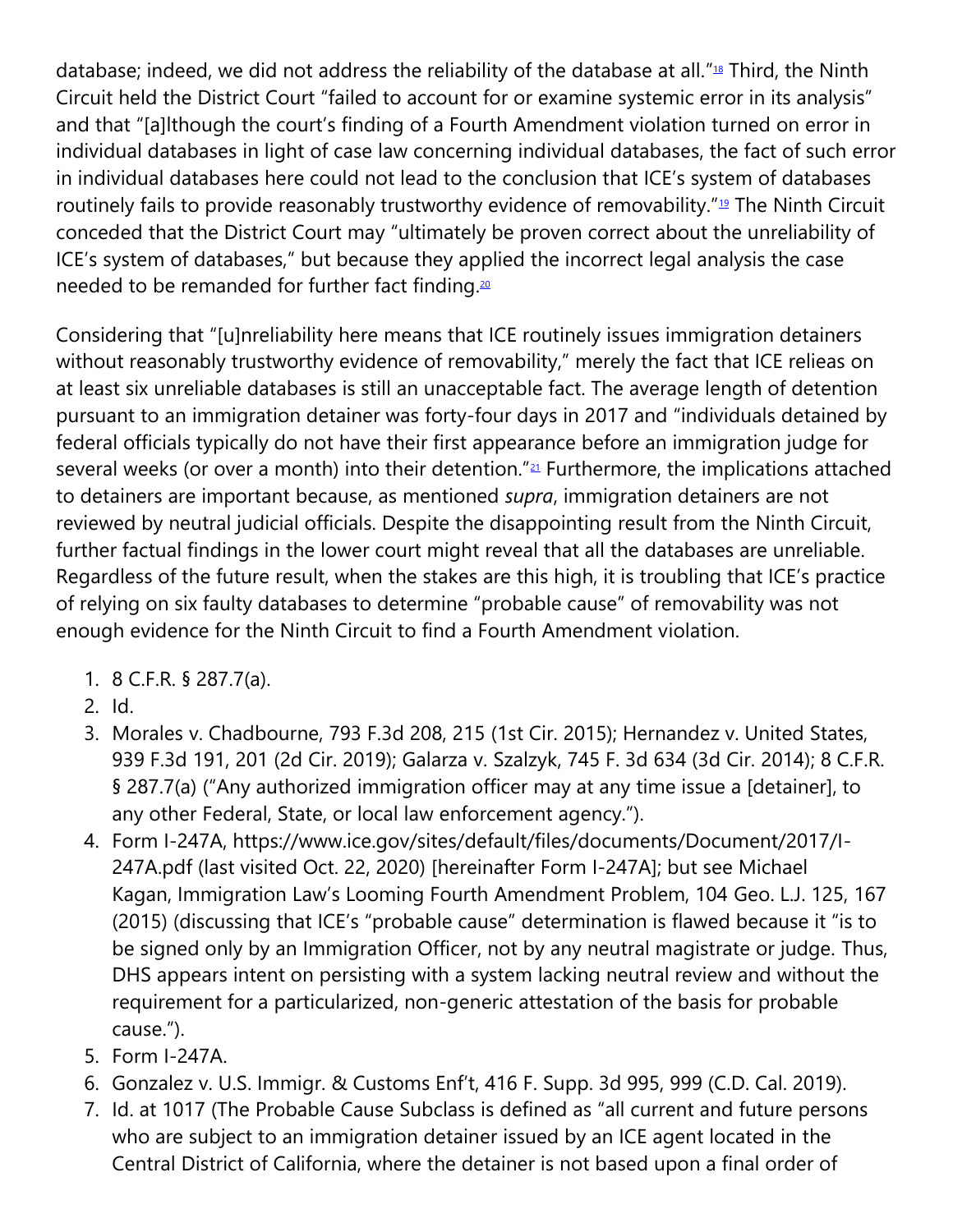database; indeed, we did not address the reliability of the database at all."[18] Third, the Ninth Circuit held the District Court "failed to account for or examine systemic error in its analysis" and that "[a]lthough the court's finding of a Fourth Amendment violation turned on error in individual databases in light of case law concerning individual databases, the fact of such error in individual databases here could not lead to the conclusion that ICE's system of databases routinely fails to provide reasonably trustworthy evidence of removability."[19] The Ninth Circuit conceded that the District Court may "ultimately be proven correct about the unreliability of ICE's system of databases," but because they applied the incorrect legal analysis the case needed to be remanded for further fact finding.[20]

Considering that "[u]nreliability here means that ICE routinely issues immigration detainers without reasonably trustworthy evidence of removability," merely the fact that ICE relieas on at least six unreliable databases is still an unacceptable fact. The average length of detention pursuant to an immigration detainer was forty-four days in 2017 and "individuals detained by federal officials typically do not have their first appearance before an immigration judge for several weeks (or over a month) into their detention."[21] Furthermore, the implications attached to detainers are important because, as mentioned *supra*, immigration detainers are not reviewed by neutral judicial officials. Despite the disappointing result from the Ninth Circuit, further factual findings in the lower court might reveal that all the databases are unreliable. Regardless of the future result, when the stakes are this high, it is troubling that ICE's practice of relying on six faulty databases to determine "probable cause" of removability was not enough evidence for the Ninth Circuit to find a Fourth Amendment violation.

1. 8 C.F.R. § 287.7(a).
2. Id.
3. Morales v. Chadbourne, 793 F.3d 208, 215 (1st Cir. 2015); Hernandez v. United States, 939 F.3d 191, 201 (2d Cir. 2019); Galarza v. Szalzyk, 745 F. 3d 634 (3d Cir. 2014); 8 C.F.R. § 287.7(a) ("Any authorized immigration officer may at any time issue a [detainer], to any other Federal, State, or local law enforcement agency.").
4. Form I-247A, https://www.ice.gov/sites/default/files/documents/Document/2017/I-247A.pdf (last visited Oct. 22, 2020) [hereinafter Form I-247A]; but see Michael Kagan, Immigration Law's Looming Fourth Amendment Problem, 104 Geo. L.J. 125, 167 (2015) (discussing that ICE's "probable cause" determination is flawed because it "is to be signed only by an Immigration Officer, not by any neutral magistrate or judge. Thus, DHS appears intent on persisting with a system lacking neutral review and without the requirement for a particularized, non-generic attestation of the basis for probable cause.").
5. Form I-247A.
6. Gonzalez v. U.S. Immigr. & Customs Enf't, 416 F. Supp. 3d 995, 999 (C.D. Cal. 2019).
7. Id. at 1017 (The Probable Cause Subclass is defined as "all current and future persons who are subject to an immigration detainer issued by an ICE agent located in the Central District of California, where the detainer is not based upon a final order of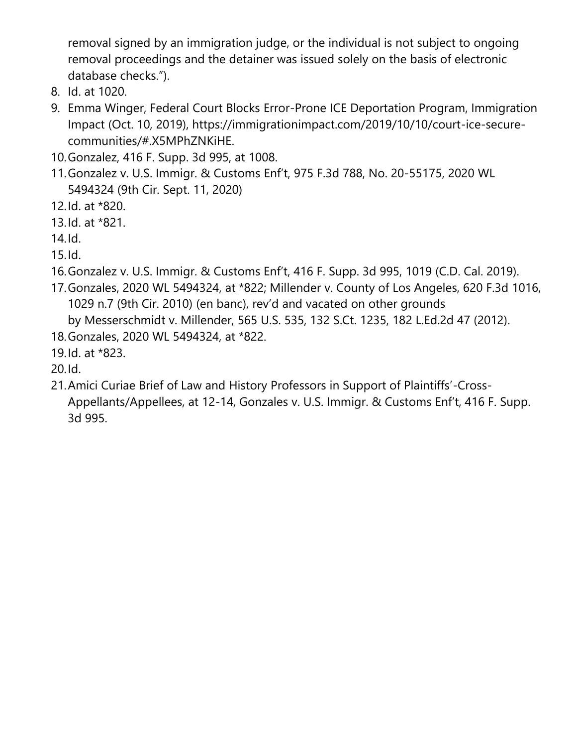removal signed by an immigration judge, or the individual is not subject to ongoing removal proceedings and the detainer was issued solely on the basis of electronic database checks.").

8. Id. at 1020.
9. Emma Winger, Federal Court Blocks Error-Prone ICE Deportation Program, Immigration Impact (Oct. 10, 2019), https://immigrationimpact.com/2019/10/10/court-ice-secure-communities/#.X5MPhZNKiHE.
10. Gonzalez, 416 F. Supp. 3d 995, at 1008.
11. Gonzalez v. U.S. Immigr. & Customs Enf't, 975 F.3d 788, No. 20-55175, 2020 WL 5494324 (9th Cir. Sept. 11, 2020)
12. Id. at *820.
13. Id. at *821.
14. Id.
15. Id.
16. Gonzalez v. U.S. Immigr. & Customs Enf't, 416 F. Supp. 3d 995, 1019 (C.D. Cal. 2019).
17. Gonzales, 2020 WL 5494324, at *822; Millender v. County of Los Angeles, 620 F.3d 1016, 1029 n.7 (9th Cir. 2010) (en banc), rev'd and vacated on other grounds by Messerschmidt v. Millender, 565 U.S. 535, 132 S.Ct. 1235, 182 L.Ed.2d 47 (2012).
18. Gonzales, 2020 WL 5494324, at *822.
19. Id. at *823.
20. Id.
21. Amici Curiae Brief of Law and History Professors in Support of Plaintiffs'-Cross-Appellants/Appellees, at 12-14, Gonzales v. U.S. Immigr. & Customs Enf't, 416 F. Supp. 3d 995.